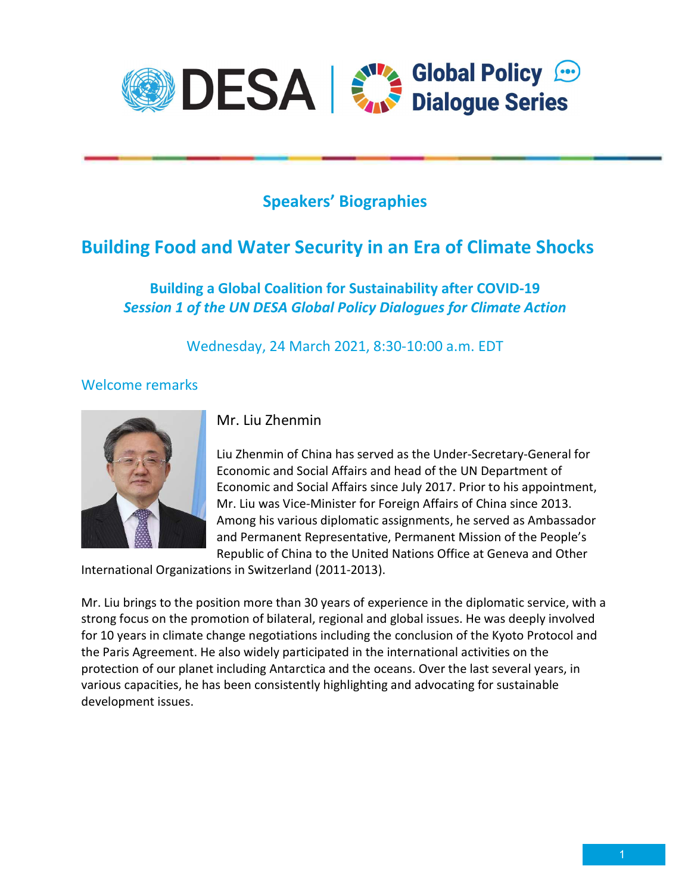# Speakers' Biographies

## Building Food and Water Security in an Era of Climate Shocks

### Building a Global Coalition for Sustainability after COVID-19
***Session 1 of the UN DESA Global Policy Dialogues for Climate Action***

Wednesday, 24 March 2021, 8:30-10:00 a.m. EDT

### Welcome remarks

Mr. Liu Zhenmin

Liu Zhenmin of China has served as the Under-Secretary-General for Economic and Social Affairs and head of the UN Department of Economic and Social Affairs since July 2017. Prior to his appointment, Mr. Liu was Vice-Minister for Foreign Affairs of China since 2013. Among his various diplomatic assignments, he served as Ambassador and Permanent Representative, Permanent Mission of the People's Republic of China to the United Nations Office at Geneva and Other International Organizations in Switzerland (2011-2013).

Mr. Liu brings to the position more than 30 years of experience in the diplomatic service, with a strong focus on the promotion of bilateral, regional and global issues. He was deeply involved for 10 years in climate change negotiations including the conclusion of the Kyoto Protocol and the Paris Agreement. He also widely participated in the international activities on the protection of our planet including Antarctica and the oceans. Over the last several years, in various capacities, he has been consistently highlighting and advocating for sustainable development issues.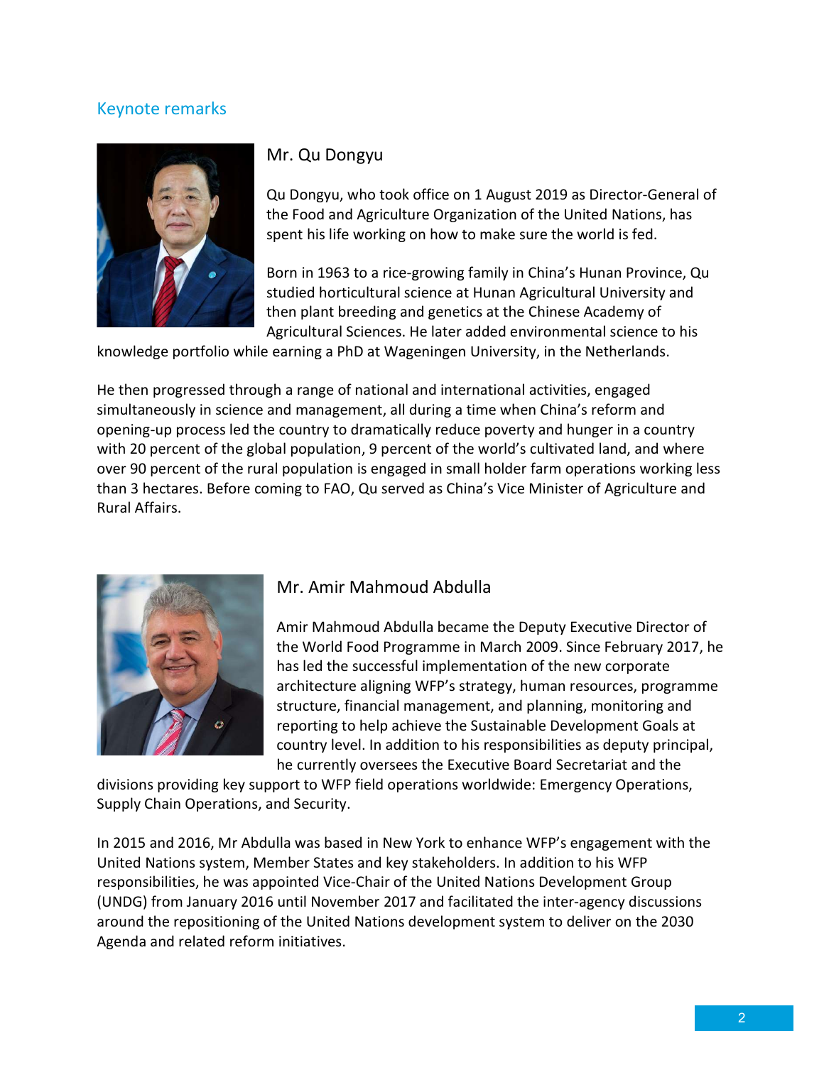## Keynote remarks

### Mr. Qu Dongyu

Qu Dongyu, who took office on 1 August 2019 as Director-General of the Food and Agriculture Organization of the United Nations, has spent his life working on how to make sure the world is fed.

Born in 1963 to a rice-growing family in China's Hunan Province, Qu studied horticultural science at Hunan Agricultural University and then plant breeding and genetics at the Chinese Academy of Agricultural Sciences. He later added environmental science to his knowledge portfolio while earning a PhD at Wageningen University, in the Netherlands.

He then progressed through a range of national and international activities, engaged simultaneously in science and management, all during a time when China's reform and opening-up process led the country to dramatically reduce poverty and hunger in a country with 20 percent of the global population, 9 percent of the world's cultivated land, and where over 90 percent of the rural population is engaged in small holder farm operations working less than 3 hectares. Before coming to FAO, Qu served as China's Vice Minister of Agriculture and Rural Affairs.

### Mr. Amir Mahmoud Abdulla

Amir Mahmoud Abdulla became the Deputy Executive Director of the World Food Programme in March 2009. Since February 2017, he has led the successful implementation of the new corporate architecture aligning WFP's strategy, human resources, programme structure, financial management, and planning, monitoring and reporting to help achieve the Sustainable Development Goals at country level. In addition to his responsibilities as deputy principal, he currently oversees the Executive Board Secretariat and the divisions providing key support to WFP field operations worldwide: Emergency Operations, Supply Chain Operations, and Security.

In 2015 and 2016, Mr Abdulla was based in New York to enhance WFP's engagement with the United Nations system, Member States and key stakeholders. In addition to his WFP responsibilities, he was appointed Vice-Chair of the United Nations Development Group (UNDG) from January 2016 until November 2017 and facilitated the inter-agency discussions around the repositioning of the United Nations development system to deliver on the 2030 Agenda and related reform initiatives.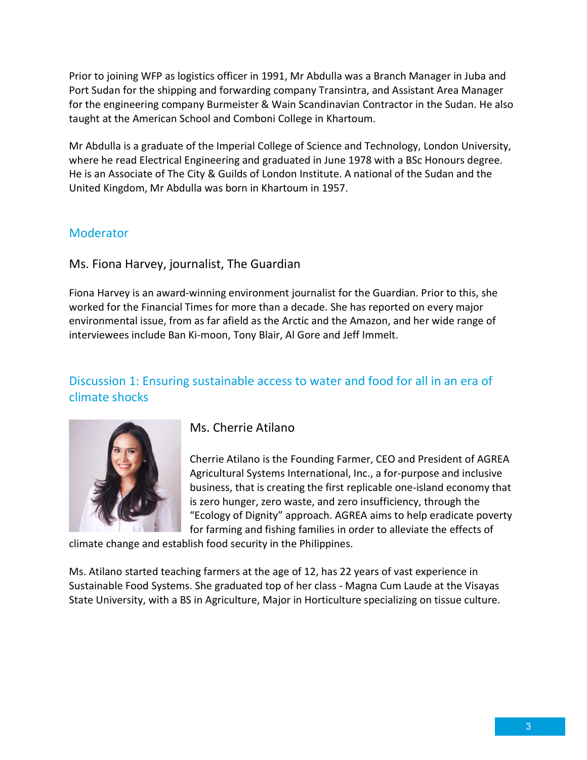Prior to joining WFP as logistics officer in 1991, Mr Abdulla was a Branch Manager in Juba and Port Sudan for the shipping and forwarding company Transintra, and Assistant Area Manager for the engineering company Burmeister & Wain Scandinavian Contractor in the Sudan. He also taught at the American School and Comboni College in Khartoum.

Mr Abdulla is a graduate of the Imperial College of Science and Technology, London University, where he read Electrical Engineering and graduated in June 1978 with a BSc Honours degree. He is an Associate of The City & Guilds of London Institute. A national of the Sudan and the United Kingdom, Mr Abdulla was born in Khartoum in 1957.

## Moderator

### Ms. Fiona Harvey, journalist, The Guardian

Fiona Harvey is an award-winning environment journalist for the Guardian. Prior to this, she worked for the Financial Times for more than a decade. She has reported on every major environmental issue, from as far afield as the Arctic and the Amazon, and her wide range of interviewees include Ban Ki-moon, Tony Blair, Al Gore and Jeff Immelt.

## Discussion 1: Ensuring sustainable access to water and food for all in an era of climate shocks

### Ms. Cherrie Atilano

Cherrie Atilano is the Founding Farmer, CEO and President of AGREA Agricultural Systems International, Inc., a for-purpose and inclusive business, that is creating the first replicable one-island economy that is zero hunger, zero waste, and zero insufficiency, through the "Ecology of Dignity" approach. AGREA aims to help eradicate poverty for farming and fishing families in order to alleviate the effects of climate change and establish food security in the Philippines.

Ms. Atilano started teaching farmers at the age of 12, has 22 years of vast experience in Sustainable Food Systems. She graduated top of her class - Magna Cum Laude at the Visayas State University, with a BS in Agriculture, Major in Horticulture specializing on tissue culture.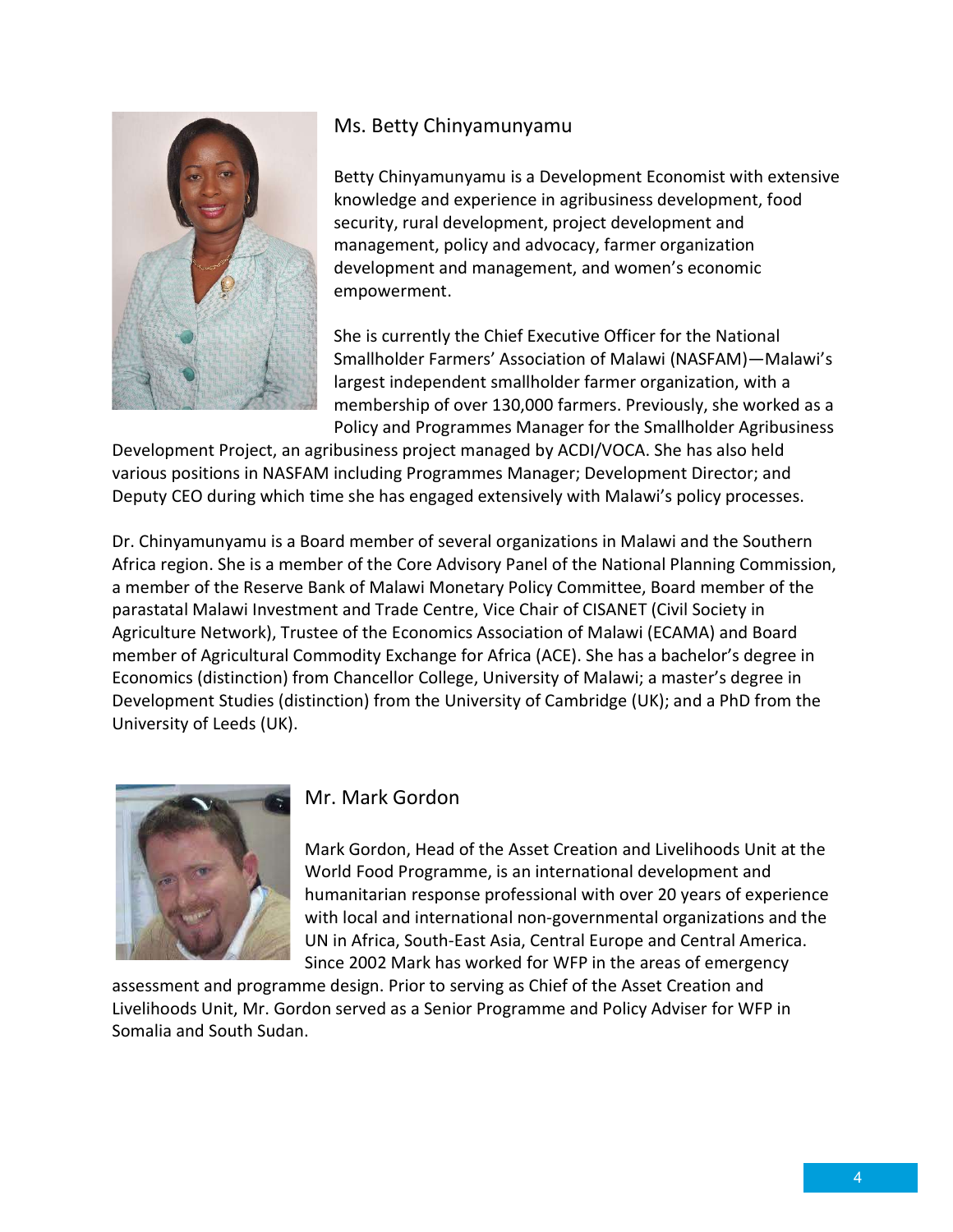## Ms. Betty Chinyamunyamu

Betty Chinyamunyamu is a Development Economist with extensive knowledge and experience in agribusiness development, food security, rural development, project development and management, policy and advocacy, farmer organization development and management, and women's economic empowerment.

She is currently the Chief Executive Officer for the National Smallholder Farmers' Association of Malawi (NASFAM)—Malawi's largest independent smallholder farmer organization, with a membership of over 130,000 farmers. Previously, she worked as a Policy and Programmes Manager for the Smallholder Agribusiness Development Project, an agribusiness project managed by ACDI/VOCA. She has also held various positions in NASFAM including Programmes Manager; Development Director; and Deputy CEO during which time she has engaged extensively with Malawi's policy processes.

Dr. Chinyamunyamu is a Board member of several organizations in Malawi and the Southern Africa region. She is a member of the Core Advisory Panel of the National Planning Commission, a member of the Reserve Bank of Malawi Monetary Policy Committee, Board member of the parastatal Malawi Investment and Trade Centre, Vice Chair of CISANET (Civil Society in Agriculture Network), Trustee of the Economics Association of Malawi (ECAMA) and Board member of Agricultural Commodity Exchange for Africa (ACE). She has a bachelor's degree in Economics (distinction) from Chancellor College, University of Malawi; a master's degree in Development Studies (distinction) from the University of Cambridge (UK); and a PhD from the University of Leeds (UK).

## Mr. Mark Gordon

Mark Gordon, Head of the Asset Creation and Livelihoods Unit at the World Food Programme, is an international development and humanitarian response professional with over 20 years of experience with local and international non-governmental organizations and the UN in Africa, South-East Asia, Central Europe and Central America. Since 2002 Mark has worked for WFP in the areas of emergency assessment and programme design. Prior to serving as Chief of the Asset Creation and Livelihoods Unit, Mr. Gordon served as a Senior Programme and Policy Adviser for WFP in Somalia and South Sudan.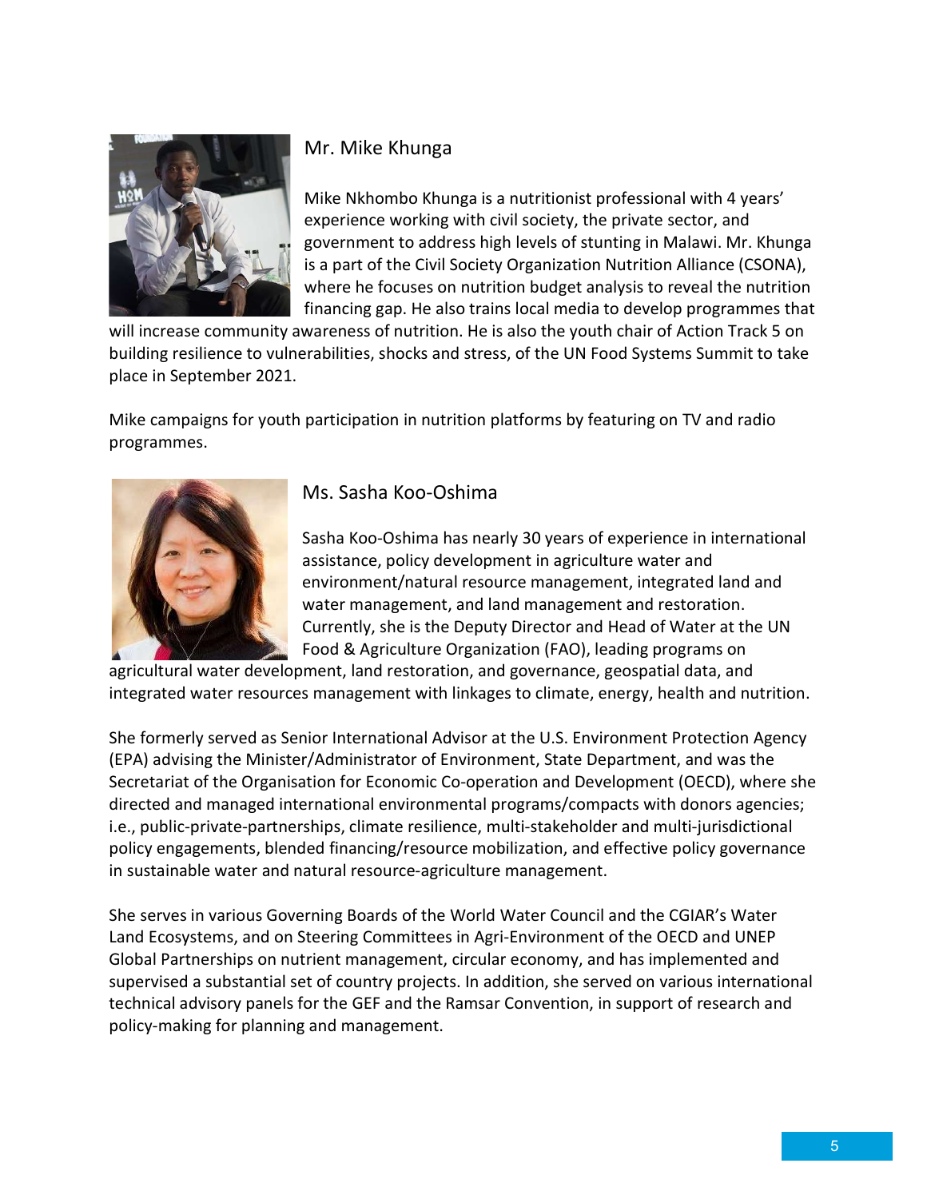## Mr. Mike Khunga

Mike Nkhombo Khunga is a nutritionist professional with 4 years' experience working with civil society, the private sector, and government to address high levels of stunting in Malawi. Mr. Khunga is a part of the Civil Society Organization Nutrition Alliance (CSONA), where he focuses on nutrition budget analysis to reveal the nutrition financing gap. He also trains local media to develop programmes that will increase community awareness of nutrition. He is also the youth chair of Action Track 5 on building resilience to vulnerabilities, shocks and stress, of the UN Food Systems Summit to take place in September 2021.

Mike campaigns for youth participation in nutrition platforms by featuring on TV and radio programmes.

## Ms. Sasha Koo-Oshima

Sasha Koo-Oshima has nearly 30 years of experience in international assistance, policy development in agriculture water and environment/natural resource management, integrated land and water management, and land management and restoration. Currently, she is the Deputy Director and Head of Water at the UN Food & Agriculture Organization (FAO), leading programs on agricultural water development, land restoration, and governance, geospatial data, and integrated water resources management with linkages to climate, energy, health and nutrition.

She formerly served as Senior International Advisor at the U.S. Environment Protection Agency (EPA) advising the Minister/Administrator of Environment, State Department, and was the Secretariat of the Organisation for Economic Co-operation and Development (OECD), where she directed and managed international environmental programs/compacts with donors agencies; i.e., public-private-partnerships, climate resilience, multi-stakeholder and multi-jurisdictional policy engagements, blended financing/resource mobilization, and effective policy governance in sustainable water and natural resource-agriculture management.

She serves in various Governing Boards of the World Water Council and the CGIAR's Water Land Ecosystems, and on Steering Committees in Agri-Environment of the OECD and UNEP Global Partnerships on nutrient management, circular economy, and has implemented and supervised a substantial set of country projects. In addition, she served on various international technical advisory panels for the GEF and the Ramsar Convention, in support of research and policy-making for planning and management.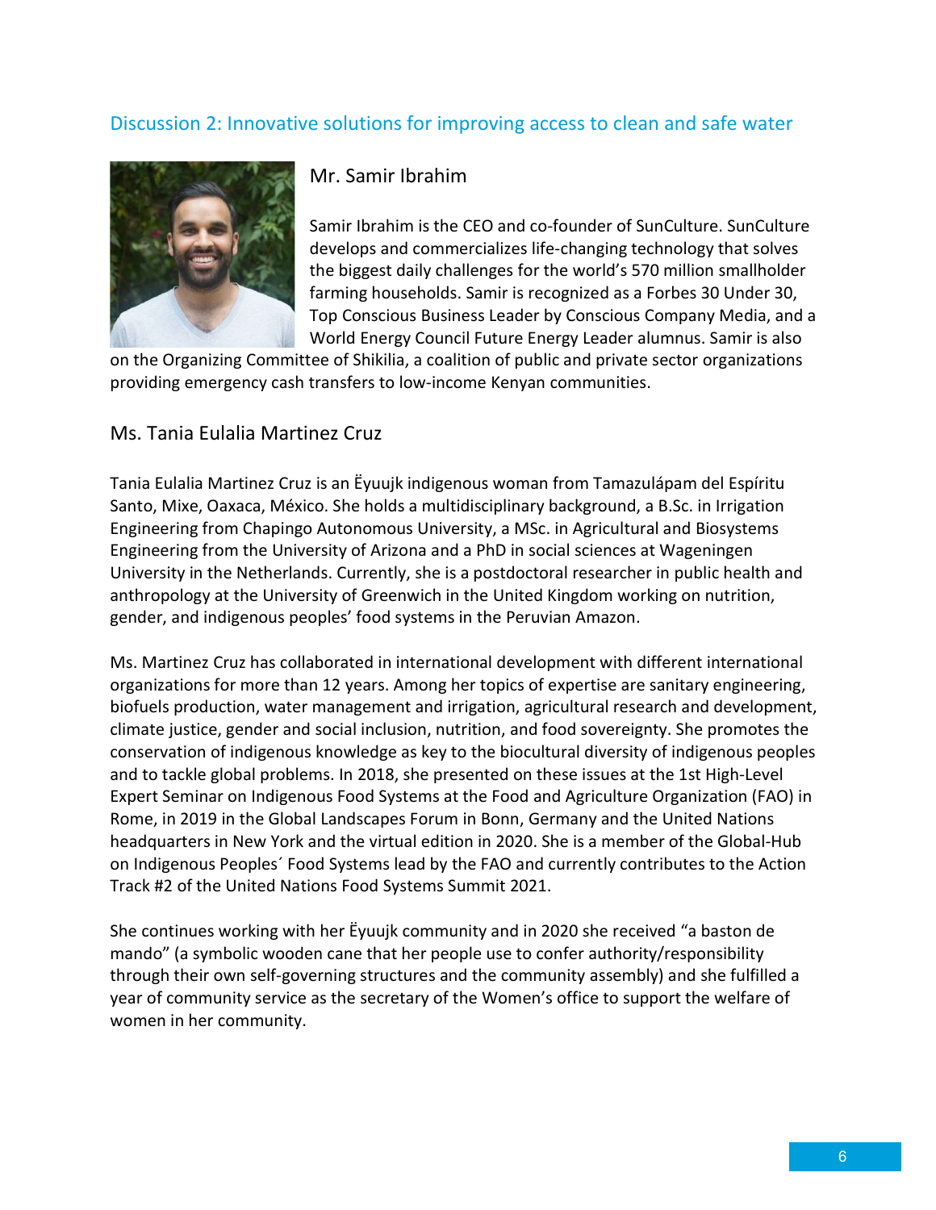## Discussion 2: Innovative solutions for improving access to clean and safe water

### Mr. Samir Ibrahim

Samir Ibrahim is the CEO and co-founder of SunCulture. SunCulture develops and commercializes life-changing technology that solves the biggest daily challenges for the world's 570 million smallholder farming households. Samir is recognized as a Forbes 30 Under 30, Top Conscious Business Leader by Conscious Company Media, and a World Energy Council Future Energy Leader alumnus. Samir is also on the Organizing Committee of Shikilia, a coalition of public and private sector organizations providing emergency cash transfers to low-income Kenyan communities.

### Ms. Tania Eulalia Martinez Cruz

Tania Eulalia Martinez Cruz is an Ëyuujk indigenous woman from Tamazulápam del Espíritu Santo, Mixe, Oaxaca, México. She holds a multidisciplinary background, a B.Sc. in Irrigation Engineering from Chapingo Autonomous University, a MSc. in Agricultural and Biosystems Engineering from the University of Arizona and a PhD in social sciences at Wageningen University in the Netherlands. Currently, she is a postdoctoral researcher in public health and anthropology at the University of Greenwich in the United Kingdom working on nutrition, gender, and indigenous peoples' food systems in the Peruvian Amazon.

Ms. Martinez Cruz has collaborated in international development with different international organizations for more than 12 years. Among her topics of expertise are sanitary engineering, biofuels production, water management and irrigation, agricultural research and development, climate justice, gender and social inclusion, nutrition, and food sovereignty. She promotes the conservation of indigenous knowledge as key to the biocultural diversity of indigenous peoples and to tackle global problems. In 2018, she presented on these issues at the 1st High-Level Expert Seminar on Indigenous Food Systems at the Food and Agriculture Organization (FAO) in Rome, in 2019 in the Global Landscapes Forum in Bonn, Germany and the United Nations headquarters in New York and the virtual edition in 2020. She is a member of the Global-Hub on Indigenous Peoples´ Food Systems lead by the FAO and currently contributes to the Action Track #2 of the United Nations Food Systems Summit 2021.

She continues working with her Ëyuujk community and in 2020 she received "a baston de mando" (a symbolic wooden cane that her people use to confer authority/responsibility through their own self-governing structures and the community assembly) and she fulfilled a year of community service as the secretary of the Women's office to support the welfare of women in her community.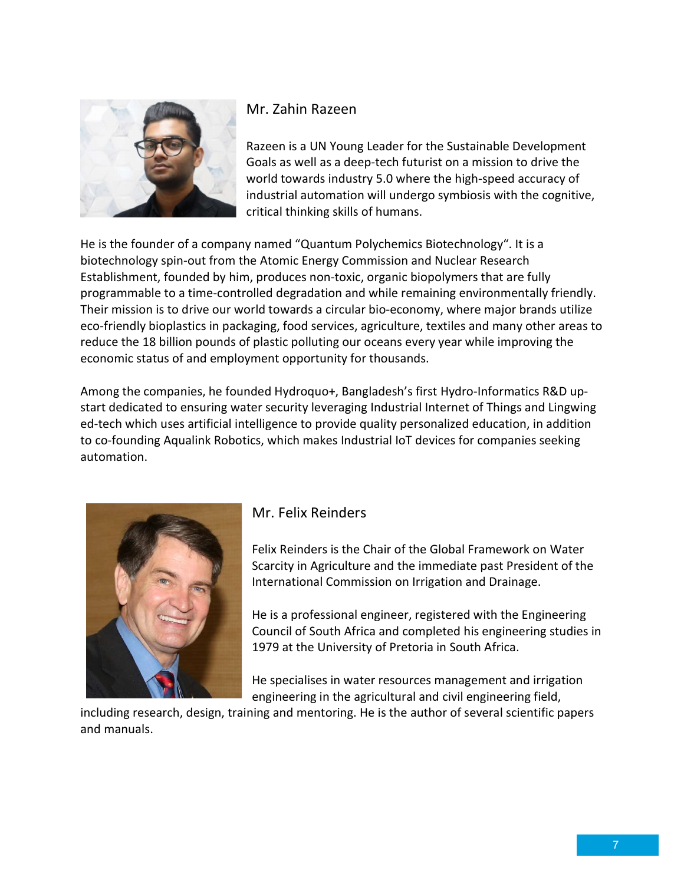## Mr. Zahin Razeen

Razeen is a UN Young Leader for the Sustainable Development Goals as well as a deep-tech futurist on a mission to drive the world towards industry 5.0 where the high-speed accuracy of industrial automation will undergo symbiosis with the cognitive, critical thinking skills of humans.

He is the founder of a company named "Quantum Polychemics Biotechnology". It is a biotechnology spin-out from the Atomic Energy Commission and Nuclear Research Establishment, founded by him, produces non-toxic, organic biopolymers that are fully programmable to a time-controlled degradation and while remaining environmentally friendly. Their mission is to drive our world towards a circular bio-economy, where major brands utilize eco-friendly bioplastics in packaging, food services, agriculture, textiles and many other areas to reduce the 18 billion pounds of plastic polluting our oceans every year while improving the economic status of and employment opportunity for thousands.

Among the companies, he founded Hydroquo+, Bangladesh's first Hydro-Informatics R&D up-start dedicated to ensuring water security leveraging Industrial Internet of Things and Lingwing ed-tech which uses artificial intelligence to provide quality personalized education, in addition to co-founding Aqualink Robotics, which makes Industrial IoT devices for companies seeking automation.

## Mr. Felix Reinders

Felix Reinders is the Chair of the Global Framework on Water Scarcity in Agriculture and the immediate past President of the International Commission on Irrigation and Drainage.

He is a professional engineer, registered with the Engineering Council of South Africa and completed his engineering studies in 1979 at the University of Pretoria in South Africa.

He specialises in water resources management and irrigation engineering in the agricultural and civil engineering field, including research, design, training and mentoring. He is the author of several scientific papers and manuals.